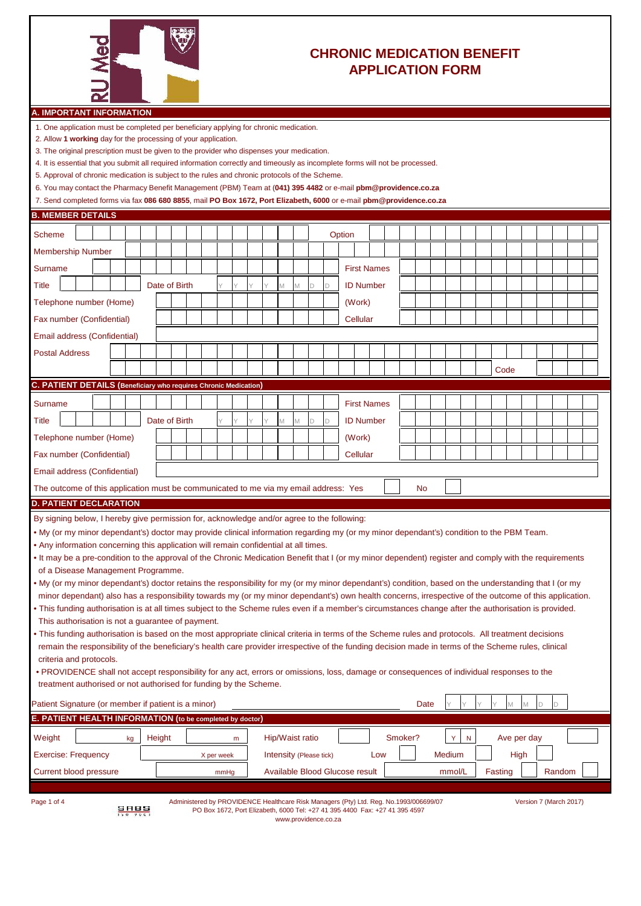# CHRONIC MEDICATION BENEFIT APPLICATION FORM

## A. IMPORTANT INFORMATION

1. One application must be completed per beneficiary applying for chronic medication.
2. Allow **1 working** day for the processing of your application.
3. The original prescription must be given to the provider who dispenses your medication.
4. It is essential that you submit all required information correctly and timeously as incomplete forms will not be processed.
5. Approval of chronic medication is subject to the rules and chronic protocols of the Scheme.
6. You may contact the Pharmacy Benefit Management (PBM) Team at **(041) 395 4482** or e-mail **pbm@providence.co.za**
7. Send completed forms via fax **086 680 8855**, mail **PO Box 1672, Port Elizabeth, 6000** or e-mail **pbm@providence.co.za**

## B. MEMBER DETAILS

| | | | |
|---|---|---|---|
| Scheme | | Option | |
| Membership Number | | | |
| Surname | | First Names | |
| Title | Date of Birth Y Y Y Y M M D D | ID Number | |
| Telephone number (Home) | | (Work) | |
| Fax number (Confidential) | | Cellular | |
| Email address (Confidential) | | | |
| Postal Address | | | |
| | | Code | |

## C. PATIENT DETAILS (Beneficiary who requires Chronic Medication)

| | | | |
|---|---|---|---|
| Surname | | First Names | |
| Title | Date of Birth Y Y Y Y M M D D | ID Number | |
| Telephone number (Home) | | (Work) | |
| Fax number (Confidential) | | Cellular | |
| Email address (Confidential) | | | |

The outcome of this application must be communicated to me via my email address: Yes ☐ No ☐

## D. PATIENT DECLARATION

By signing below, I hereby give permission for, acknowledge and/or agree to the following:

- My (or my minor dependant's) doctor may provide clinical information regarding my (or my minor dependant's) condition to the PBM Team.
- Any information concerning this application will remain confidential at all times.
- It may be a pre-condition to the approval of the Chronic Medication Benefit that I (or my minor dependent) register and comply with the requirements of a Disease Management Programme.
- My (or my minor dependant's) doctor retains the responsibility for my (or my minor dependant's) condition, based on the understanding that I (or my minor dependant) also has a responsibility towards my (or my minor dependant's) own health concerns, irrespective of the outcome of this application.
- This funding authorisation is at all times subject to the Scheme rules even if a member's circumstances change after the authorisation is provided. This authorisation is not a guarantee of payment.
- This funding authorisation is based on the most appropriate clinical criteria in terms of the Scheme rules and protocols. All treatment decisions remain the responsibility of the beneficiary's health care provider irrespective of the funding decision made in terms of the Scheme rules, clinical criteria and protocols.
- PROVIDENCE shall not accept responsibility for any act, errors or omissions, loss, damage or consequences of individual responses to the treatment authorised or not authorised for funding by the Scheme.

Patient Signature (or member if patient is a minor) ______________________ Date Y Y Y Y M M D D

## E. PATIENT HEALTH INFORMATION (to be completed by doctor)

| | | | | | | | |
|---|---|---|---|---|---|---|---|
| Weight | kg | Height | m | Hip/Waist ratio | | Smoker? Y N | Ave per day |
| Exercise: Frequency | X per week | Intensity (Please tick) | Low | Medium | High | | |
| Current blood pressure | mmHg | Available Blood Glucose result | mmol/L | Fasting | Random | | |

Administered by PROVIDENCE Healthcare Risk Managers (Pty) Ltd. Reg. No.1993/006699/07
PO Box 1672, Port Elizabeth, 6000 Tel: +27 41 395 4400 Fax: +27 41 395 4597
www.providence.co.za

Version 7 (March 2017)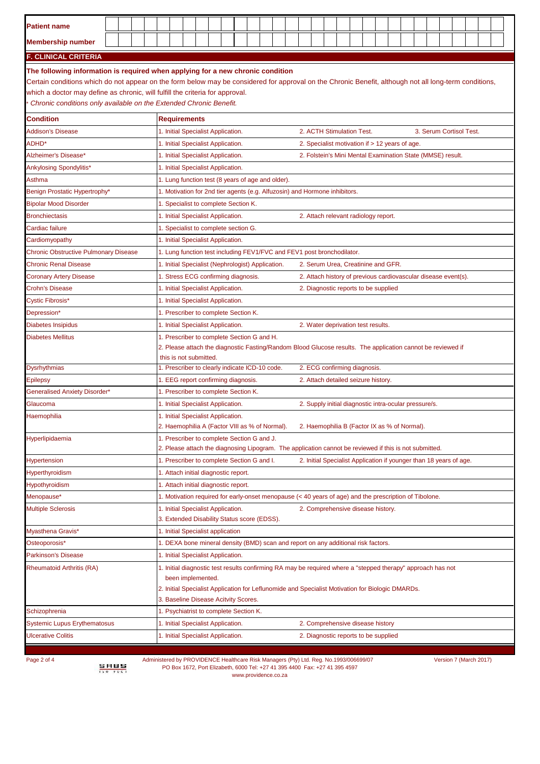| Patient name | |
|---|---|
| Membership number | |

## F. CLINICAL CRITERIA

**The following information is required when applying for a new chronic condition**

Certain conditions which do not appear on the form below may be considered for approval on the Chronic Benefit, although not all long-term conditions, which a doctor may define as chronic, will fulfill the criteria for approval.

*\* Chronic conditions only available on the Extended Chronic Benefit.*

| Condition | Requirements |
|---|---|
| Addison's Disease | 1. Initial Specialist Application. 2. ACTH Stimulation Test. 3. Serum Cortisol Test. |
| ADHD* | 1. Initial Specialist Application. 2. Specialist motivation if > 12 years of age. |
| Alzheimer's Disease* | 1. Initial Specialist Application. 2. Folstein's Mini Mental Examination State (MMSE) result. |
| Ankylosing Spondylitis* | 1. Initial Specialist Application. |
| Asthma | 1. Lung function test (8 years of age and older). |
| Benign Prostatic Hypertrophy* | 1. Motivation for 2nd tier agents (e.g. Alfuzosin) and Hormone inhibitors. |
| Bipolar Mood Disorder | 1. Specialist to complete Section K. |
| Bronchiectasis | 1. Initial Specialist Application. 2. Attach relevant radiology report. |
| Cardiac failure | 1. Specialist to complete section G. |
| Cardiomyopathy | 1. Initial Specialist Application. |
| Chronic Obstructive Pulmonary Disease | 1. Lung function test including FEV1/FVC and FEV1 post bronchodilator. |
| Chronic Renal Disease | 1. Initial Specialist (Nephrologist) Application. 2. Serum Urea, Creatinine and GFR. |
| Coronary Artery Disease | 1. Stress ECG confirming diagnosis. 2. Attach history of previous cardiovascular disease event(s). |
| Crohn's Disease | 1. Initial Specialist Application. 2. Diagnostic reports to be supplied |
| Cystic Fibrosis* | 1. Initial Specialist Application. |
| Depression* | 1. Prescriber to complete Section K. |
| Diabetes Insipidus | 1. Initial Specialist Application. 2. Water deprivation test results. |
| Diabetes Mellitus | 1. Prescriber to complete Section G and H. 2. Please attach the diagnostic Fasting/Random Blood Glucose results. The application cannot be reviewed if this is not submitted. |
| Dysrhythmias | 1. Prescriber to clearly indicate ICD-10 code. 2. ECG confirming diagnosis. |
| Epilepsy | 1. EEG report confirming diagnosis. 2. Attach detailed seizure history. |
| Generalised Anxiety Disorder* | 1. Prescriber to complete Section K. |
| Glaucoma | 1. Initial Specialist Application. 2. Supply initial diagnostic intra-ocular pressure/s. |
| Haemophilia | 1. Initial Specialist Application. 2. Haemophilia A (Factor VIII as % of Normal). 2. Haemophilia B (Factor IX as % of Normal). |
| Hyperlipidaemia | 1. Prescriber to complete Section G and J. 2. Please attach the diagnosing Lipogram. The application cannot be reviewed if this is not submitted. |
| Hypertension | 1. Prescriber to complete Section G and I. 2. Initial Specialist Application if younger than 18 years of age. |
| Hyperthyroidism | 1. Attach initial diagnostic report. |
| Hypothyroidism | 1. Attach initial diagnostic report. |
| Menopause* | 1. Motivation required for early-onset menopause (< 40 years of age) and the prescription of Tibolone. |
| Multiple Sclerosis | 1. Initial Specialist Application. 2. Comprehensive disease history. 3. Extended Disability Status score (EDSS). |
| Myasthena Gravis* | 1. Initial Specialist application |
| Osteoporosis* | 1. DEXA bone mineral density (BMD) scan and report on any additional risk factors. |
| Parkinson's Disease | 1. Initial Specialist Application. |
| Rheumatoid Arthritis (RA) | 1. Initial diagnostic test results confirming RA may be required where a "stepped therapy" approach has not been implemented. 2. Initial Specialist Application for Leflunomide and Specialist Motivation for Biologic DMARDs. 3. Baseline Disease Acitvity Scores. |
| Schizophrenia | 1. Psychiatrist to complete Section K. |
| Systemic Lupus Erythematosus | 1. Initial Specialist Application. 2. Comprehensive disease history |
| Ulcerative Colitis | 1. Initial Specialist Application. 2. Diagnostic reports to be supplied |

Administered by PROVIDENCE Healthcare Risk Managers (Pty) Ltd. Reg. No.1993/006699/07
PO Box 1672, Port Elizabeth, 6000 Tel: +27 41 395 4400 Fax: +27 41 395 4597
www.providence.co.za

Version 7 (March 2017)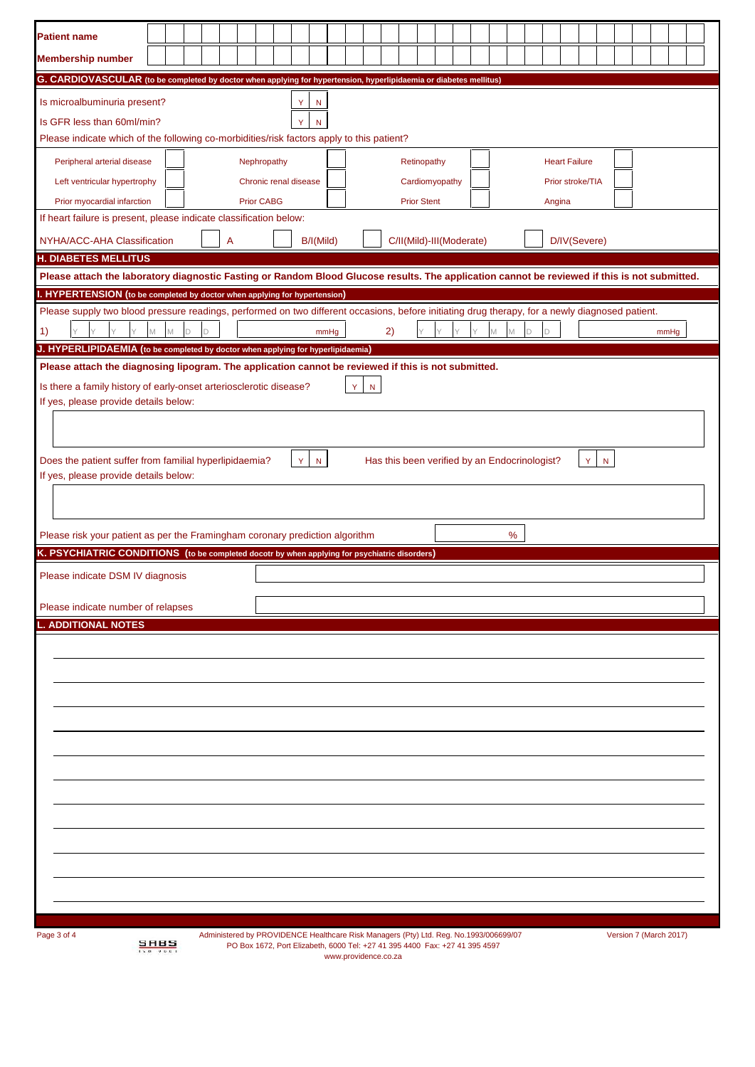**Patient name**

**Membership number**

## G. CARDIOVASCULAR (to be completed by doctor when applying for hypertension, hyperlipidaemia or diabetes mellitus)

Is microalbuminuria present? Y | N

Is GFR less than 60ml/min? Y | N

Please indicate which of the following co-morbidities/risk factors apply to this patient?

| | | | | | | | |
|---|---|---|---|---|---|---|---|
| Peripheral arterial disease | | Nephropathy | | Retinopathy | | Heart Failure | |
| Left ventricular hypertrophy | | Chronic renal disease | | Cardiomyopathy | | Prior stroke/TIA | |
| Prior myocardial infarction | | Prior CABG | | Prior Stent | | Angina | |

If heart failure is present, please indicate classification below:

NYHA/ACC-AHA Classification: A | B/I(Mild) | C/II(Mild)-III(Moderate) | D/IV(Severe)

## H. DIABETES MELLITUS

**Please attach the laboratory diagnostic Fasting or Random Blood Glucose results. The application cannot be reviewed if this is not submitted.**

## I. HYPERTENSION (to be completed by doctor when applying for hypertension)

Please supply two blood pressure readings, performed on two different occasions, before initiating drug therapy, for a newly diagnosed patient.

1) Y Y Y Y M M D D ______ mmHg    2) Y Y Y Y M M D D ______ mmHg

## J. HYPERLIPIDAEMIA (to be completed by doctor when applying for hyperlipidaemia)

**Please attach the diagnosing lipogram. The application cannot be reviewed if this is not submitted.**

Is there a family history of early-onset arteriosclerotic disease? Y | N

If yes, please provide details below:

Does the patient suffer from familial hyperlipidaemia? Y | N    Has this been verified by an Endocrinologist? Y | N

If yes, please provide details below:

Please risk your patient as per the Framingham coronary prediction algorithm ______ %

## K. PSYCHIATRIC CONDITIONS (to be completed docotr by when applying for psychiatric disorders)

Please indicate DSM IV diagnosis

Please indicate number of relapses

## L. ADDITIONAL NOTES

Administered by PROVIDENCE Healthcare Risk Managers (Pty) Ltd. Reg. No.1993/006699/07
PO Box 1672, Port Elizabeth, 6000 Tel: +27 41 395 4400 Fax: +27 41 395 4597
www.providence.co.za

Version 7 (March 2017)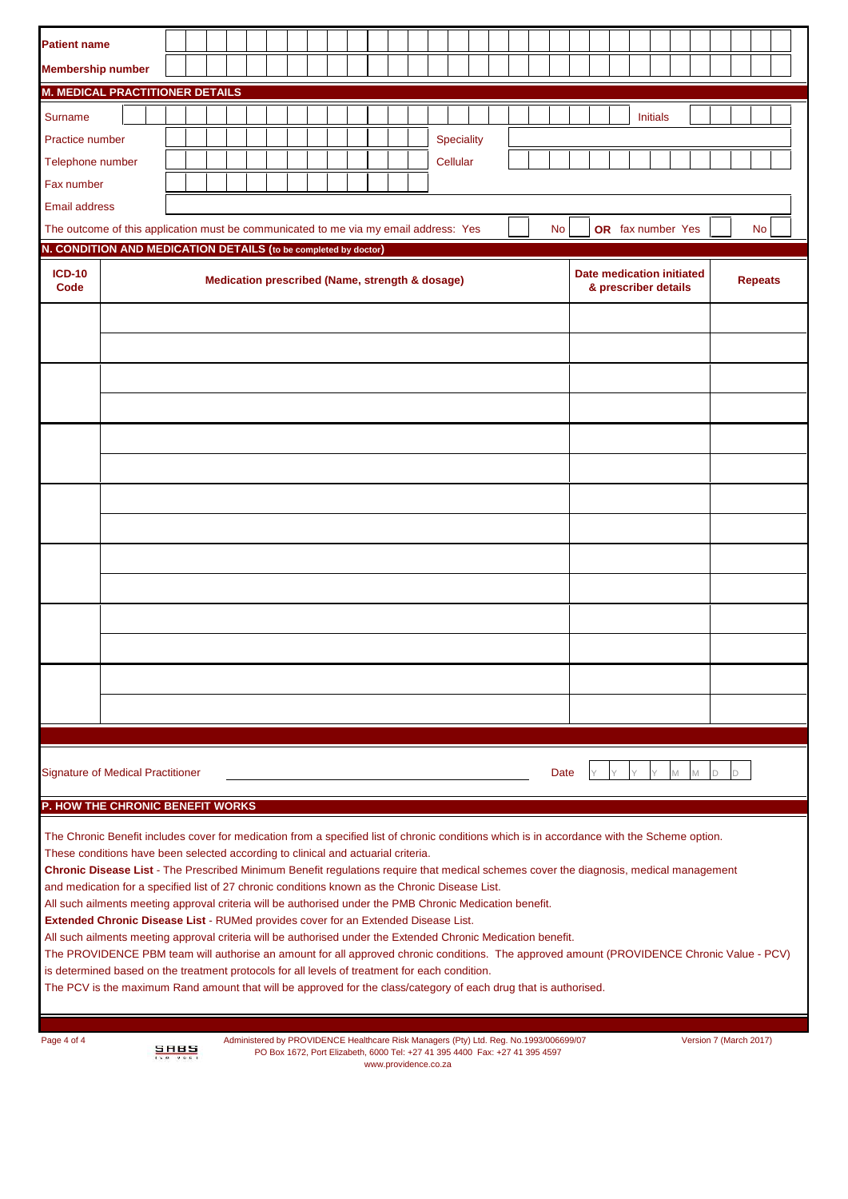| | |
|---|---|
| **Patient name** | |
| **Membership number** | |

## M. MEDICAL PRACTITIONER DETAILS

| | | | |
|---|---|---|---|
| Surname | | Initials | |
| Practice number | | Speciality | |
| Telephone number | | Cellular | |
| Fax number | | | |
| Email address | | | |

The outcome of this application must be communicated to me via my email address: Yes ☐ No ☐ **OR** fax number Yes ☐ No ☐

## N. CONDITION AND MEDICATION DETAILS (to be completed by doctor)

| ICD-10 Code | Medication prescribed (Name, strength & dosage) | Date medication initiated & prescriber details | Repeats |
|---|---|---|---|
| | | | |
| | | | |
| | | | |
| | | | |
| | | | |
| | | | |
| | | | |
| | | | |
| | | | |
| | | | |
| | | | |
| | | | |
| | | | |
| | | | |

Signature of Medical Practitioner ______________________________ Date Y Y Y Y M M D D

## P. HOW THE CHRONIC BENEFIT WORKS

The Chronic Benefit includes cover for medication from a specified list of chronic conditions which is in accordance with the Scheme option. These conditions have been selected according to clinical and actuarial criteria.

**Chronic Disease List** - The Prescribed Minimum Benefit regulations require that medical schemes cover the diagnosis, medical management and medication for a specified list of 27 chronic conditions known as the Chronic Disease List.

All such ailments meeting approval criteria will be authorised under the PMB Chronic Medication benefit.

**Extended Chronic Disease List** - RUMed provides cover for an Extended Disease List.

All such ailments meeting approval criteria will be authorised under the Extended Chronic Medication benefit.

The PROVIDENCE PBM team will authorise an amount for all approved chronic conditions. The approved amount (PROVIDENCE Chronic Value - PCV) is determined based on the treatment protocols for all levels of treatment for each condition.

The PCV is the maximum Rand amount that will be approved for the class/category of each drug that is authorised.

Administered by PROVIDENCE Healthcare Risk Managers (Pty) Ltd. Reg. No.1993/006699/07
PO Box 1672, Port Elizabeth, 6000 Tel: +27 41 395 4400 Fax: +27 41 395 4597
www.providence.co.za

Version 7 (March 2017)